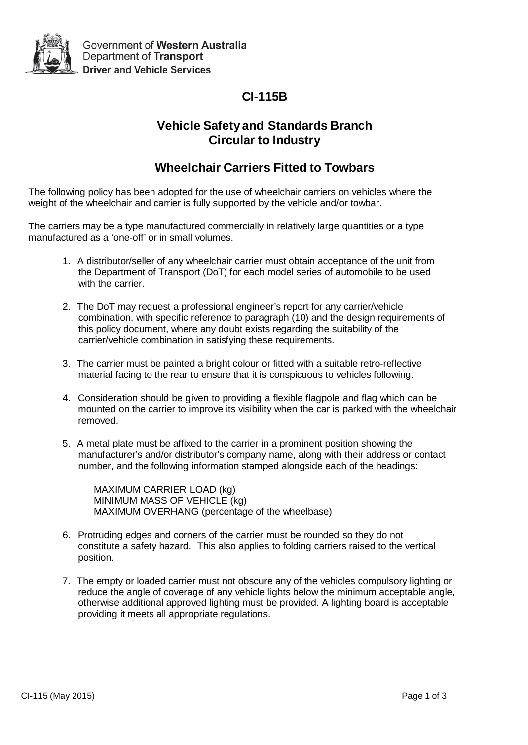Government of **Western Australia**
Department of **Transport**
**Driver and Vehicle Services**

# CI-115B

## Vehicle Safety and Standards Branch Circular to Industry

## Wheelchair Carriers Fitted to Towbars

The following policy has been adopted for the use of wheelchair carriers on vehicles where the weight of the wheelchair and carrier is fully supported by the vehicle and/or towbar.

The carriers may be a type manufactured commercially in relatively large quantities or a type manufactured as a 'one-off' or in small volumes.

1. A distributor/seller of any wheelchair carrier must obtain acceptance of the unit from the Department of Transport (DoT) for each model series of automobile to be used with the carrier.

2. The DoT may request a professional engineer's report for any carrier/vehicle combination, with specific reference to paragraph (10) and the design requirements of this policy document, where any doubt exists regarding the suitability of the carrier/vehicle combination in satisfying these requirements.

3. The carrier must be painted a bright colour or fitted with a suitable retro-reflective material facing to the rear to ensure that it is conspicuous to vehicles following.

4. Consideration should be given to providing a flexible flagpole and flag which can be mounted on the carrier to improve its visibility when the car is parked with the wheelchair removed.

5. A metal plate must be affixed to the carrier in a prominent position showing the manufacturer's and/or distributor's company name, along with their address or contact number, and the following information stamped alongside each of the headings:

   MAXIMUM CARRIER LOAD (kg)
   MINIMUM MASS OF VEHICLE (kg)
   MAXIMUM OVERHANG (percentage of the wheelbase)

6. Protruding edges and corners of the carrier must be rounded so they do not constitute a safety hazard. This also applies to folding carriers raised to the vertical position.

7. The empty or loaded carrier must not obscure any of the vehicles compulsory lighting or reduce the angle of coverage of any vehicle lights below the minimum acceptable angle, otherwise additional approved lighting must be provided. A lighting board is acceptable providing it meets all appropriate regulations.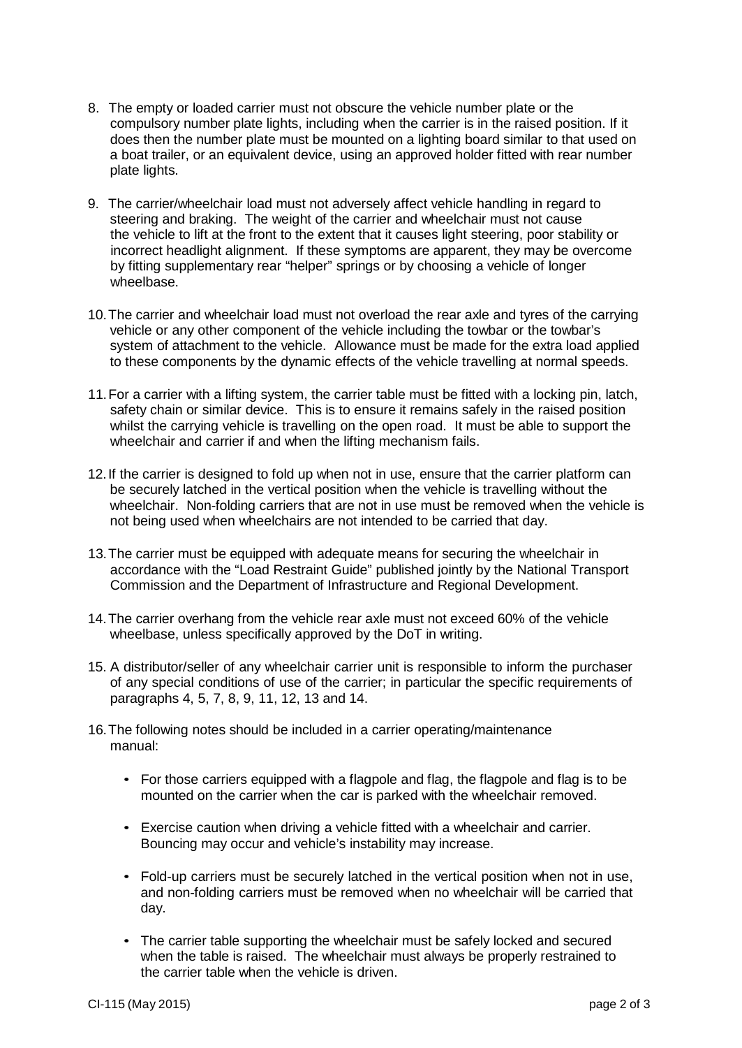8. The empty or loaded carrier must not obscure the vehicle number plate or the compulsory number plate lights, including when the carrier is in the raised position. If it does then the number plate must be mounted on a lighting board similar to that used on a boat trailer, or an equivalent device, using an approved holder fitted with rear number plate lights.

9. The carrier/wheelchair load must not adversely affect vehicle handling in regard to steering and braking. The weight of the carrier and wheelchair must not cause the vehicle to lift at the front to the extent that it causes light steering, poor stability or incorrect headlight alignment. If these symptoms are apparent, they may be overcome by fitting supplementary rear "helper" springs or by choosing a vehicle of longer wheelbase.

10. The carrier and wheelchair load must not overload the rear axle and tyres of the carrying vehicle or any other component of the vehicle including the towbar or the towbar's system of attachment to the vehicle. Allowance must be made for the extra load applied to these components by the dynamic effects of the vehicle travelling at normal speeds.

11. For a carrier with a lifting system, the carrier table must be fitted with a locking pin, latch, safety chain or similar device. This is to ensure it remains safely in the raised position whilst the carrying vehicle is travelling on the open road. It must be able to support the wheelchair and carrier if and when the lifting mechanism fails.

12. If the carrier is designed to fold up when not in use, ensure that the carrier platform can be securely latched in the vertical position when the vehicle is travelling without the wheelchair. Non-folding carriers that are not in use must be removed when the vehicle is not being used when wheelchairs are not intended to be carried that day.

13. The carrier must be equipped with adequate means for securing the wheelchair in accordance with the "Load Restraint Guide" published jointly by the National Transport Commission and the Department of Infrastructure and Regional Development.

14. The carrier overhang from the vehicle rear axle must not exceed 60% of the vehicle wheelbase, unless specifically approved by the DoT in writing.

15. A distributor/seller of any wheelchair carrier unit is responsible to inform the purchaser of any special conditions of use of the carrier; in particular the specific requirements of paragraphs 4, 5, 7, 8, 9, 11, 12, 13 and 14.

16. The following notes should be included in a carrier operating/maintenance manual:

    - For those carriers equipped with a flagpole and flag, the flagpole and flag is to be mounted on the carrier when the car is parked with the wheelchair removed.
    - Exercise caution when driving a vehicle fitted with a wheelchair and carrier. Bouncing may occur and vehicle's instability may increase.
    - Fold-up carriers must be securely latched in the vertical position when not in use, and non-folding carriers must be removed when no wheelchair will be carried that day.
    - The carrier table supporting the wheelchair must be safely locked and secured when the table is raised. The wheelchair must always be properly restrained to the carrier table when the vehicle is driven.

CI-115 (May 2015)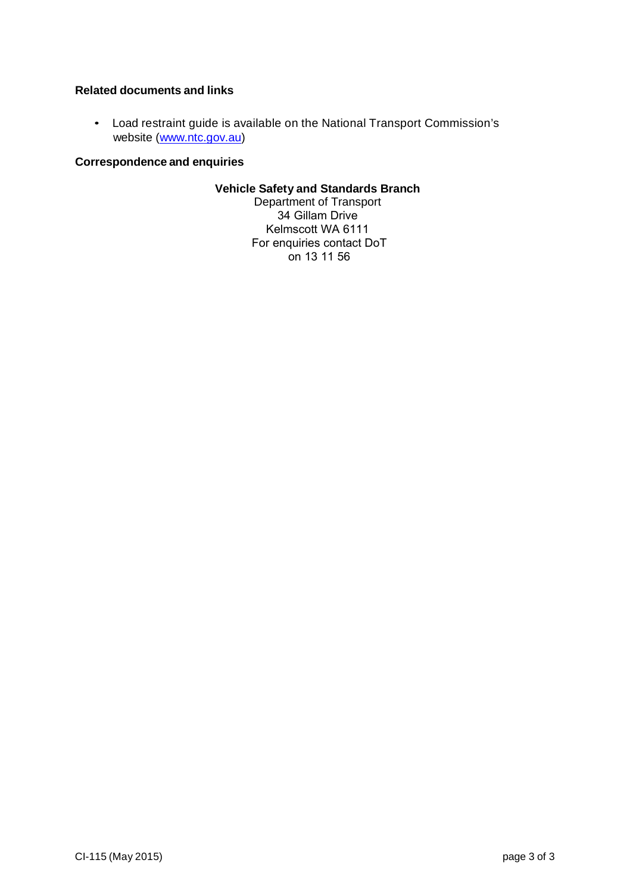**Related documents and links**

- Load restraint guide is available on the National Transport Commission's website (www.ntc.gov.au)

**Correspondence and enquiries**

**Vehicle Safety and Standards Branch**
Department of Transport
34 Gillam Drive
Kelmscott WA 6111
For enquiries contact DoT
on 13 11 56

CI-115 (May 2015)